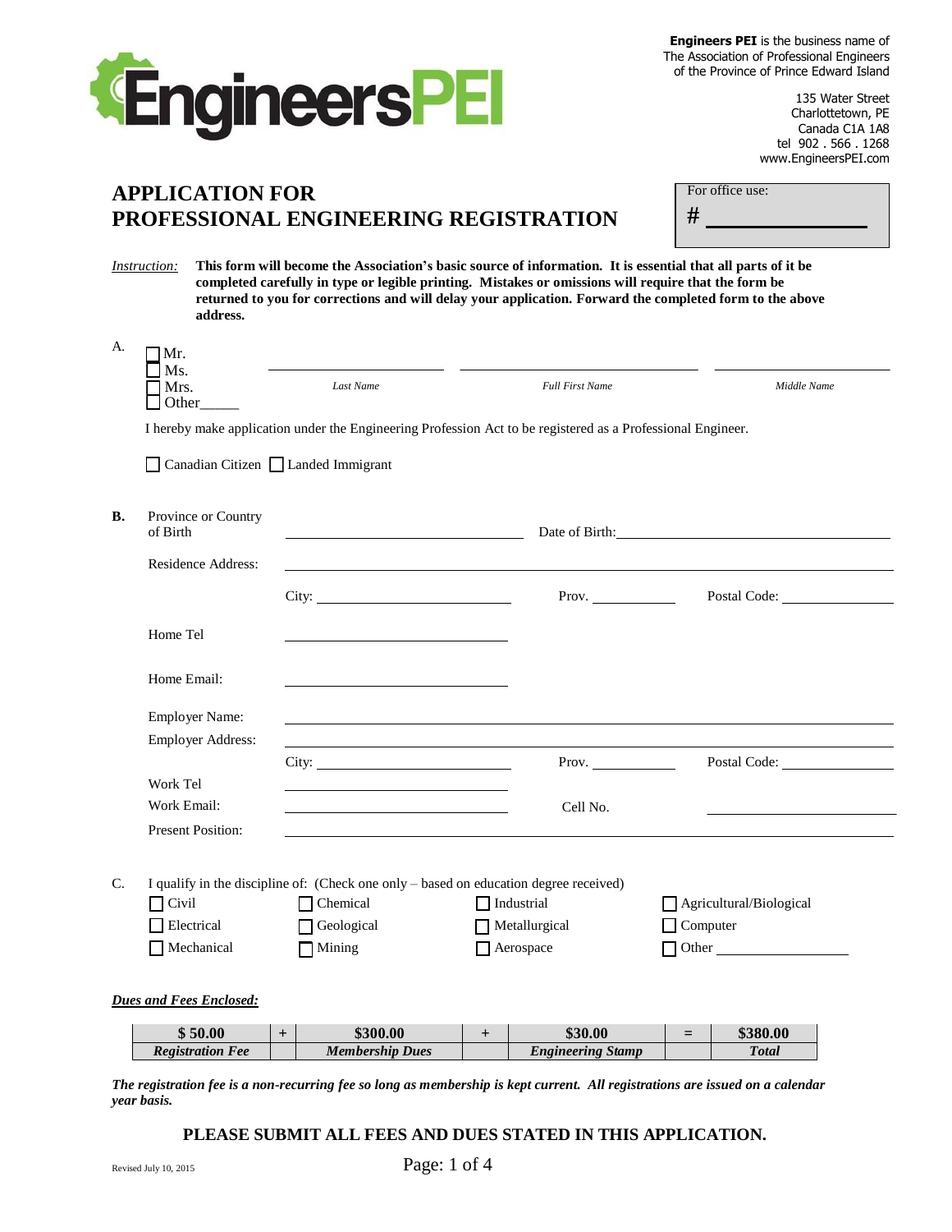**Engineers PEI** is the business name of The Association of Professional Engineers of the Province of Prince Edward Island

135 Water Street
Charlottetown, PE
Canada C1A 1A8
tel 902 . 566 . 1268
www.EngineersPEI.com

# APPLICATION FOR PROFESSIONAL ENGINEERING REGISTRATION

For office use:
# ____________

*Instruction:* **This form will become the Association's basic source of information. It is essential that all parts of it be completed carefully in type or legible printing. Mistakes or omissions will require that the form be returned to you for corrections and will delay your application. Forward the completed form to the above address.**

A.
☐ Mr.
☐ Ms.
☐ Mrs.
☐ Other_____

| ____________ | ____________ | ____________ |
|---|---|---|
| *Last Name* | *Full First Name* | *Middle Name* |

I hereby make application under the Engineering Profession Act to be registered as a Professional Engineer.

☐ Canadian Citizen ☐ Landed Immigrant

**B.**

Province or Country of Birth ____________ Date of Birth: ____________

Residence Address: ____________

City: ____________ Prov. ____________ Postal Code: ____________

Home Tel ____________

Home Email: ____________

Employer Name: ____________

Employer Address: ____________

City: ____________ Prov. ____________ Postal Code: ____________

Work Tel ____________

Work Email: ____________ Cell No. ____________

Present Position: ____________

C. I qualify in the discipline of: (Check one only – based on education degree received)

| | | | |
|---|---|---|---|
| ☐ Civil | ☐ Chemical | ☐ Industrial | ☐ Agricultural/Biological |
| ☐ Electrical | ☐ Geological | ☐ Metallurgical | ☐ Computer |
| ☐ Mechanical | ☐ Mining | ☐ Aerospace | ☐ Other ____________ |

***Dues and Fees Enclosed:***

| $ 50.00 | + | $300.00 | + | $30.00 | = | $380.00 |
|---|---|---|---|---|---|---|
| ***Registration Fee*** | | ***Membership Dues*** | | ***Engineering Stamp*** | | ***Total*** |

***The registration fee is a non-recurring fee so long as membership is kept current. All registrations are issued on a calendar year basis.***

**PLEASE SUBMIT ALL FEES AND DUES STATED IN THIS APPLICATION.**

Revised July 10, 2015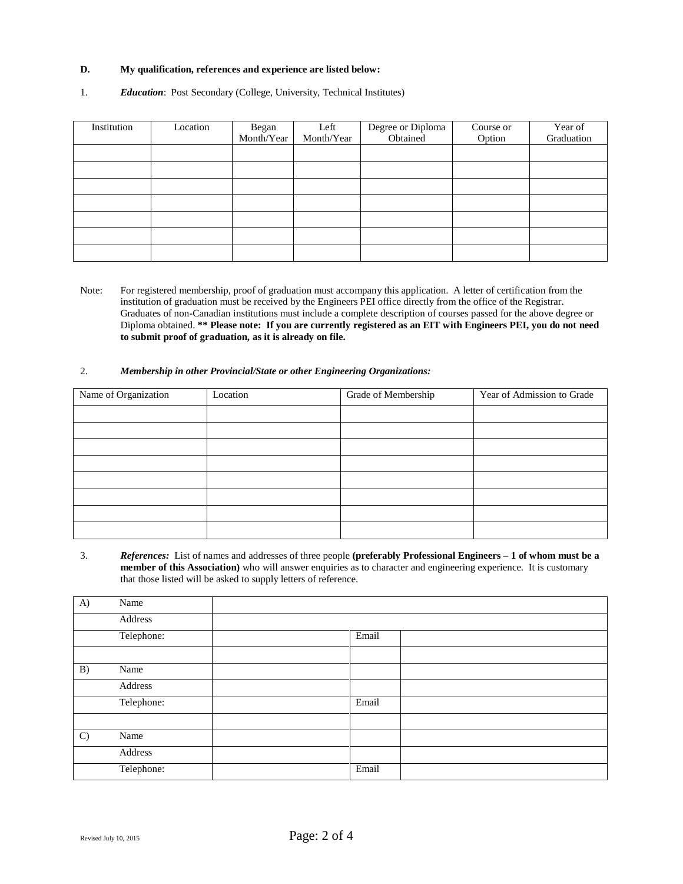**D. My qualification, references and experience are listed below:**

1. ***Education***: Post Secondary (College, University, Technical Institutes)

| Institution | Location | Began Month/Year | Left Month/Year | Degree or Diploma Obtained | Course or Option | Year of Graduation |
|---|---|---|---|---|---|---|
| | | | | | | |
| | | | | | | |
| | | | | | | |
| | | | | | | |
| | | | | | | |
| | | | | | | |
| | | | | | | |

Note: For registered membership, proof of graduation must accompany this application. A letter of certification from the institution of graduation must be received by the Engineers PEI office directly from the office of the Registrar. Graduates of non-Canadian institutions must include a complete description of courses passed for the above degree or Diploma obtained. **** Please note: If you are currently registered as an EIT with Engineers PEI, you do not need to submit proof of graduation, as it is already on file.**

2. ***Membership in other Provincial/State or other Engineering Organizations:***

| Name of Organization | Location | Grade of Membership | Year of Admission to Grade |
|---|---|---|---|
| | | | |
| | | | |
| | | | |
| | | | |
| | | | |
| | | | |
| | | | |
| | | | |

3. ***References:*** List of names and addresses of three people **(preferably Professional Engineers – 1 of whom must be a member of this Association)** who will answer enquiries as to character and engineering experience. It is customary that those listed will be asked to supply letters of reference.

| | | | | |
|---|---|---|---|---|
| A) | Name | | | |
| | Address | | | |
| | Telephone: | | Email | |
| | | | | |
| B) | Name | | | |
| | Address | | | |
| | Telephone: | | Email | |
| | | | | |
| C) | Name | | | |
| | Address | | | |
| | Telephone: | | Email | |

Revised July 10, 2015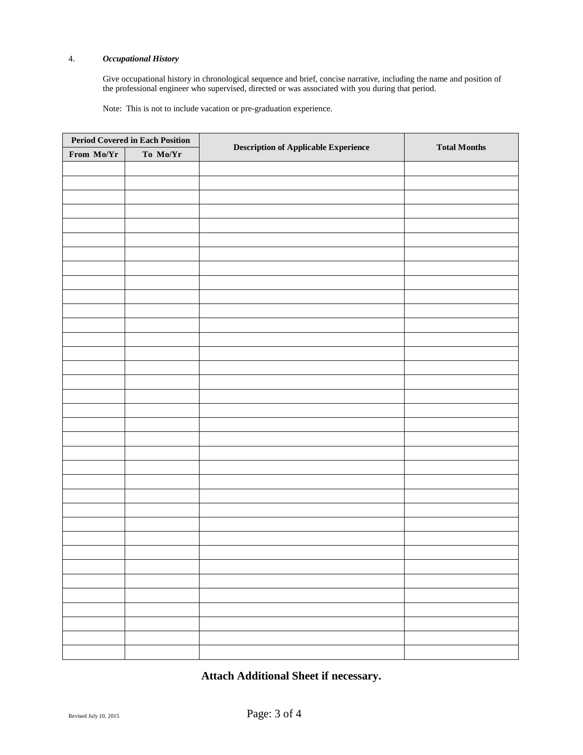4. ***Occupational History***

Give occupational history in chronological sequence and brief, concise narrative, including the name and position of the professional engineer who supervised, directed or was associated with you during that period.

Note: This is not to include vacation or pre-graduation experience.

| Period Covered in Each Position | | Description of Applicable Experience | Total Months |
|---|---|---|---|
| From Mo/Yr | To Mo/Yr | | |
| | | | |
| | | | |
| | | | |
| | | | |
| | | | |
| | | | |
| | | | |
| | | | |
| | | | |
| | | | |
| | | | |
| | | | |
| | | | |
| | | | |
| | | | |
| | | | |
| | | | |
| | | | |
| | | | |
| | | | |
| | | | |
| | | | |
| | | | |
| | | | |
| | | | |
| | | | |
| | | | |
| | | | |
| | | | |
| | | | |
| | | | |
| | | | |
| | | | |
| | | | |
| | | | |

**Attach Additional Sheet if necessary.**

Revised July 10, 2015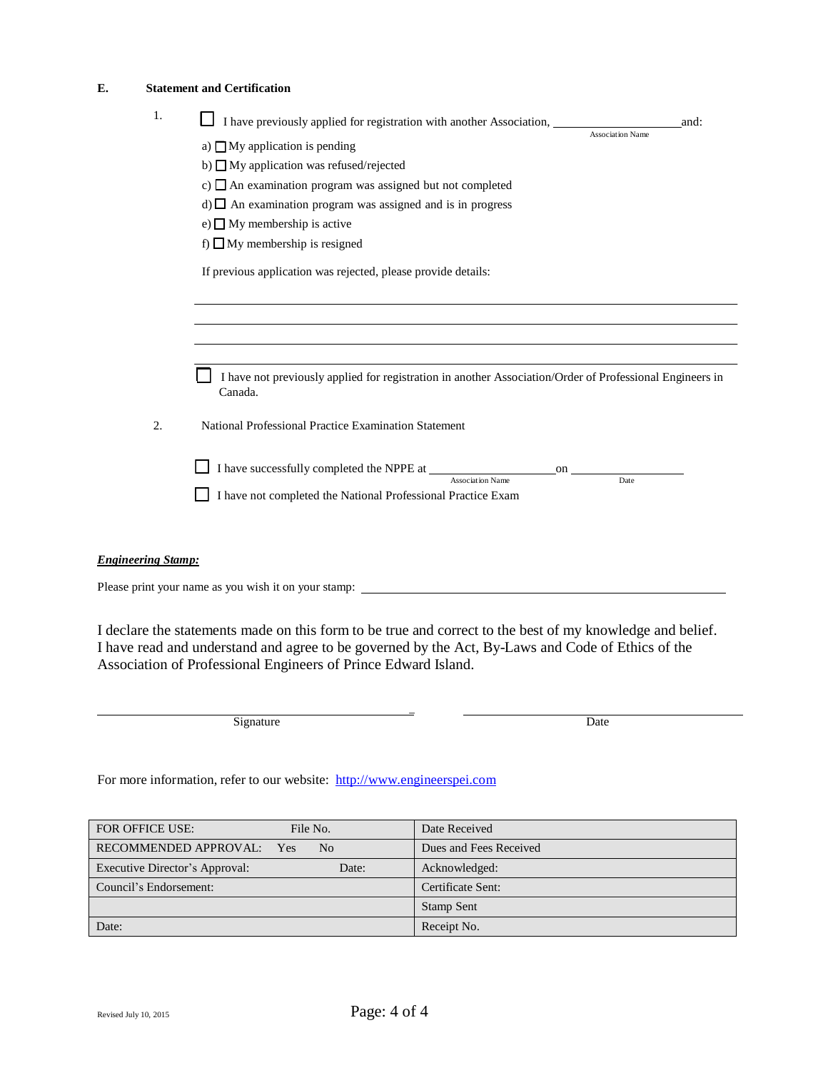## E. Statement and Certification

1. ☐ I have previously applied for registration with another Association, ____________________ and:
   Association Name

   a) ☐ My application is pending

   b) ☐ My application was refused/rejected

   c) ☐ An examination program was assigned but not completed

   d) ☐ An examination program was assigned and is in progress

   e) ☐ My membership is active

   f) ☐ My membership is resigned

   If previous application was rejected, please provide details:

   ______________________________________________________________________

   ______________________________________________________________________

   ______________________________________________________________________

   ______________________________________________________________________

   ☐ I have not previously applied for registration in another Association/Order of Professional Engineers in Canada.

2. National Professional Practice Examination Statement

   ☐ I have successfully completed the NPPE at ____________________ on ____________________
   Association Name Date

   ☐ I have not completed the National Professional Practice Exam

***Engineering Stamp:***

Please print your name as you wish it on your stamp: ______________________________________________

I declare the statements made on this form to be true and correct to the best of my knowledge and belief. I have read and understand and agree to be governed by the Act, By-Laws and Code of Ethics of the Association of Professional Engineers of Prince Edward Island.

______________________________ ______________________________
Signature Date

For more information, refer to our website: http://www.engineerspei.com

| | |
|---|---|
| FOR OFFICE USE: File No. | Date Received |
| RECOMMENDED APPROVAL: Yes No | Dues and Fees Received |
| Executive Director's Approval: Date: | Acknowledged: |
| Council's Endorsement: | Certificate Sent: |
| | Stamp Sent |
| Date: | Receipt No. |

Revised July 10, 2015